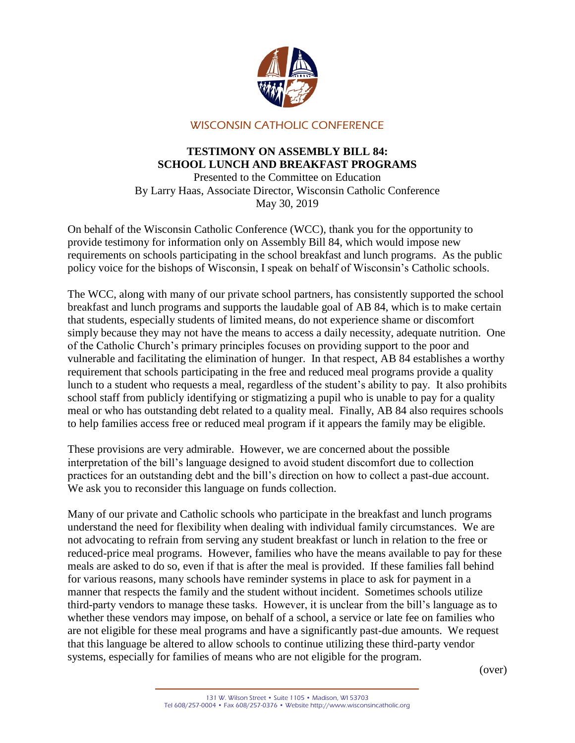WISCONSIN CATHOLIC CONFERENCE

# TESTIMONY ON ASSEMBLY BILL 84: SCHOOL LUNCH AND BREAKFAST PROGRAMS

Presented to the Committee on Education
By Larry Haas, Associate Director, Wisconsin Catholic Conference
May 30, 2019

On behalf of the Wisconsin Catholic Conference (WCC), thank you for the opportunity to provide testimony for information only on Assembly Bill 84, which would impose new requirements on schools participating in the school breakfast and lunch programs. As the public policy voice for the bishops of Wisconsin, I speak on behalf of Wisconsin's Catholic schools.

The WCC, along with many of our private school partners, has consistently supported the school breakfast and lunch programs and supports the laudable goal of AB 84, which is to make certain that students, especially students of limited means, do not experience shame or discomfort simply because they may not have the means to access a daily necessity, adequate nutrition. One of the Catholic Church's primary principles focuses on providing support to the poor and vulnerable and facilitating the elimination of hunger. In that respect, AB 84 establishes a worthy requirement that schools participating in the free and reduced meal programs provide a quality lunch to a student who requests a meal, regardless of the student's ability to pay. It also prohibits school staff from publicly identifying or stigmatizing a pupil who is unable to pay for a quality meal or who has outstanding debt related to a quality meal. Finally, AB 84 also requires schools to help families access free or reduced meal program if it appears the family may be eligible.

These provisions are very admirable. However, we are concerned about the possible interpretation of the bill's language designed to avoid student discomfort due to collection practices for an outstanding debt and the bill's direction on how to collect a past-due account. We ask you to reconsider this language on funds collection.

Many of our private and Catholic schools who participate in the breakfast and lunch programs understand the need for flexibility when dealing with individual family circumstances. We are not advocating to refrain from serving any student breakfast or lunch in relation to the free or reduced-price meal programs. However, families who have the means available to pay for these meals are asked to do so, even if that is after the meal is provided. If these families fall behind for various reasons, many schools have reminder systems in place to ask for payment in a manner that respects the family and the student without incident. Sometimes schools utilize third-party vendors to manage these tasks. However, it is unclear from the bill's language as to whether these vendors may impose, on behalf of a school, a service or late fee on families who are not eligible for these meal programs and have a significantly past-due amounts. We request that this language be altered to allow schools to continue utilizing these third-party vendor systems, especially for families of means who are not eligible for the program.

(over)

131 W. Wilson Street • Suite 1105 • Madison, WI 53703
Tel 608/257-0004 • Fax 608/257-0376 • Website http://www.wisconsincatholic.org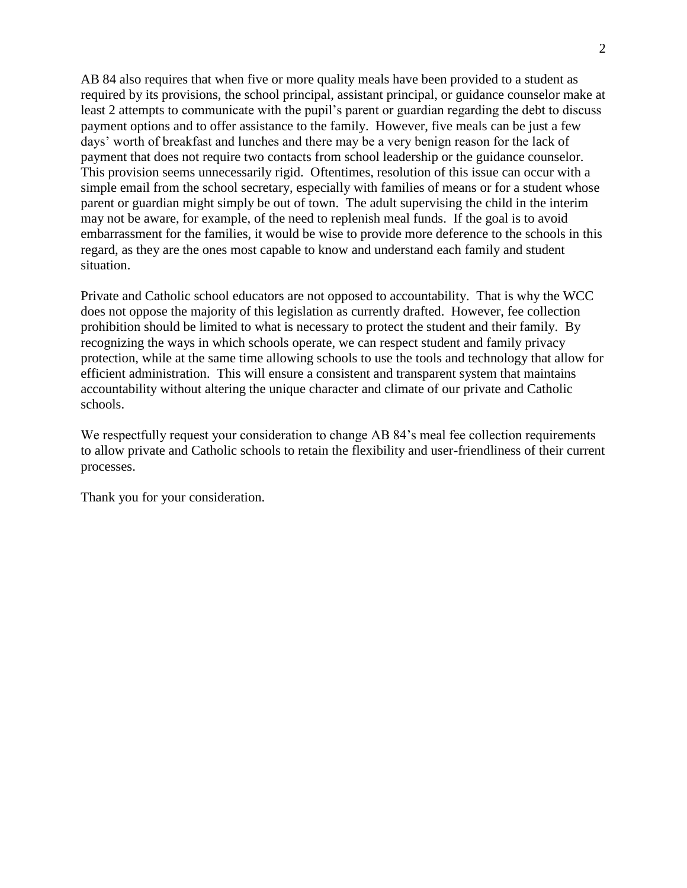AB 84 also requires that when five or more quality meals have been provided to a student as required by its provisions, the school principal, assistant principal, or guidance counselor make at least 2 attempts to communicate with the pupil's parent or guardian regarding the debt to discuss payment options and to offer assistance to the family. However, five meals can be just a few days' worth of breakfast and lunches and there may be a very benign reason for the lack of payment that does not require two contacts from school leadership or the guidance counselor. This provision seems unnecessarily rigid. Oftentimes, resolution of this issue can occur with a simple email from the school secretary, especially with families of means or for a student whose parent or guardian might simply be out of town. The adult supervising the child in the interim may not be aware, for example, of the need to replenish meal funds. If the goal is to avoid embarrassment for the families, it would be wise to provide more deference to the schools in this regard, as they are the ones most capable to know and understand each family and student situation.

Private and Catholic school educators are not opposed to accountability. That is why the WCC does not oppose the majority of this legislation as currently drafted. However, fee collection prohibition should be limited to what is necessary to protect the student and their family. By recognizing the ways in which schools operate, we can respect student and family privacy protection, while at the same time allowing schools to use the tools and technology that allow for efficient administration. This will ensure a consistent and transparent system that maintains accountability without altering the unique character and climate of our private and Catholic schools.

We respectfully request your consideration to change AB 84's meal fee collection requirements to allow private and Catholic schools to retain the flexibility and user-friendliness of their current processes.

Thank you for your consideration.